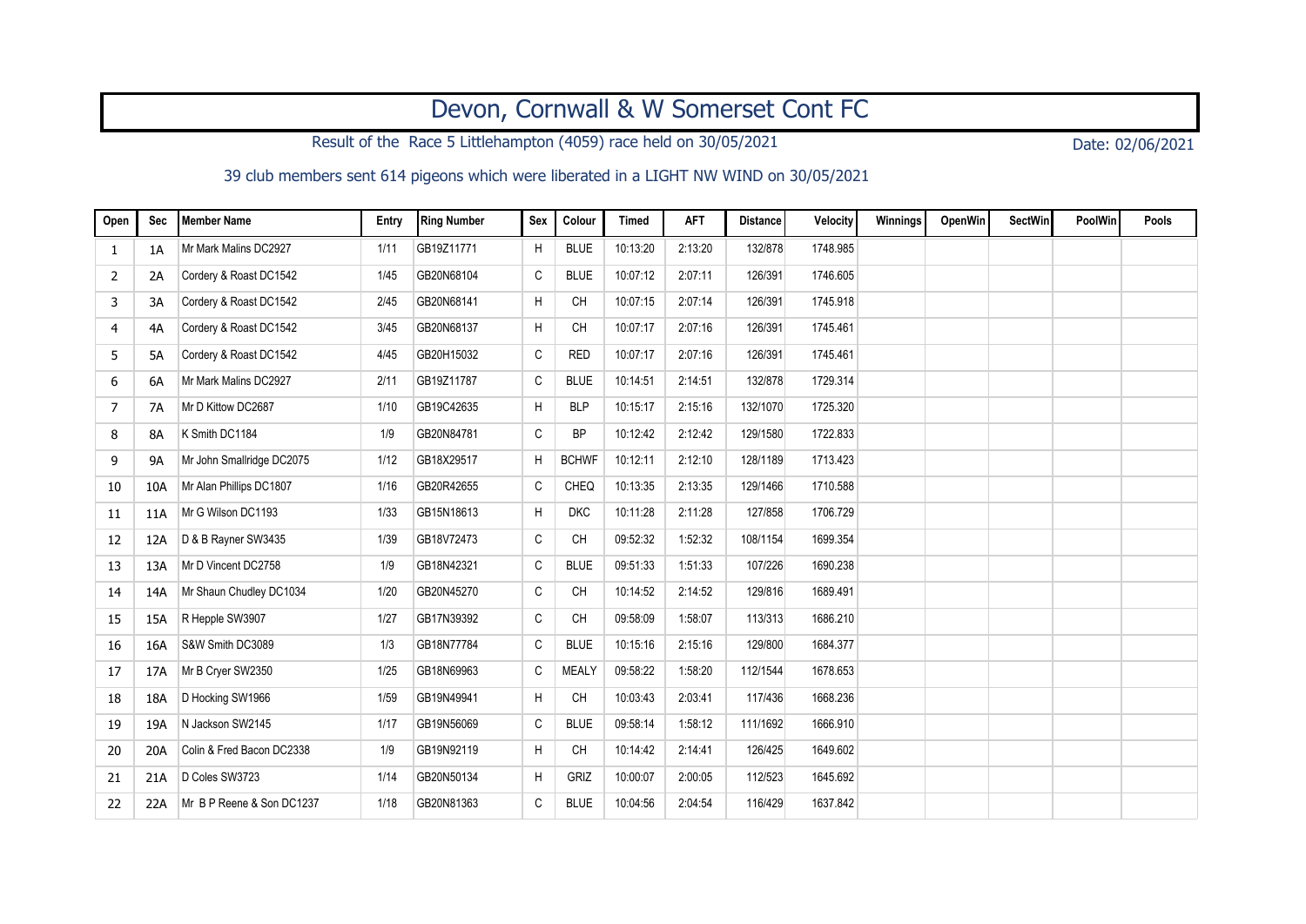# Devon, Cornwall & W Somerset Cont FC

Result of the Race 5 Littlehampton (4059) race held on 30/05/2021

Date: 02/06/2021

39 club members sent 614 pigeons which were liberated in a LIGHT NW WIND on 30/05/2021

| Open | Sec | Member Name | Entry | Ring Number | Sex | Colour | Timed | AFT | Distance | Velocity | Winnings | OpenWin | SectWin | PoolWin | Pools |
|---|---|---|---|---|---|---|---|---|---|---|---|---|---|---|---|
| 1 | 1A | Mr Mark Malins DC2927 | 1/11 | GB19Z11771 | H | BLUE | 10:13:20 | 2:13:20 | 132/878 | 1748.985 | | | | | |
| 2 | 2A | Cordery & Roast DC1542 | 1/45 | GB20N68104 | C | BLUE | 10:07:12 | 2:07:11 | 126/391 | 1746.605 | | | | | |
| 3 | 3A | Cordery & Roast DC1542 | 2/45 | GB20N68141 | H | CH | 10:07:15 | 2:07:14 | 126/391 | 1745.918 | | | | | |
| 4 | 4A | Cordery & Roast DC1542 | 3/45 | GB20N68137 | H | CH | 10:07:17 | 2:07:16 | 126/391 | 1745.461 | | | | | |
| 5 | 5A | Cordery & Roast DC1542 | 4/45 | GB20H15032 | C | RED | 10:07:17 | 2:07:16 | 126/391 | 1745.461 | | | | | |
| 6 | 6A | Mr Mark Malins DC2927 | 2/11 | GB19Z11787 | C | BLUE | 10:14:51 | 2:14:51 | 132/878 | 1729.314 | | | | | |
| 7 | 7A | Mr D Kittow DC2687 | 1/10 | GB19C42635 | H | BLP | 10:15:17 | 2:15:16 | 132/1070 | 1725.320 | | | | | |
| 8 | 8A | K Smith DC1184 | 1/9 | GB20N84781 | C | BP | 10:12:42 | 2:12:42 | 129/1580 | 1722.833 | | | | | |
| 9 | 9A | Mr John Smallridge DC2075 | 1/12 | GB18X29517 | H | BCHWF | 10:12:11 | 2:12:10 | 128/1189 | 1713.423 | | | | | |
| 10 | 10A | Mr Alan Phillips DC1807 | 1/16 | GB20R42655 | C | CHEQ | 10:13:35 | 2:13:35 | 129/1466 | 1710.588 | | | | | |
| 11 | 11A | Mr G Wilson DC1193 | 1/33 | GB15N18613 | H | DKC | 10:11:28 | 2:11:28 | 127/858 | 1706.729 | | | | | |
| 12 | 12A | D & B Rayner SW3435 | 1/39 | GB18V72473 | C | CH | 09:52:32 | 1:52:32 | 108/1154 | 1699.354 | | | | | |
| 13 | 13A | Mr D Vincent DC2758 | 1/9 | GB18N42321 | C | BLUE | 09:51:33 | 1:51:33 | 107/226 | 1690.238 | | | | | |
| 14 | 14A | Mr Shaun Chudley DC1034 | 1/20 | GB20N45270 | C | CH | 10:14:52 | 2:14:52 | 129/816 | 1689.491 | | | | | |
| 15 | 15A | R Hepple SW3907 | 1/27 | GB17N39392 | C | CH | 09:58:09 | 1:58:07 | 113/313 | 1686.210 | | | | | |
| 16 | 16A | S&W Smith DC3089 | 1/3 | GB18N77784 | C | BLUE | 10:15:16 | 2:15:16 | 129/800 | 1684.377 | | | | | |
| 17 | 17A | Mr B Cryer SW2350 | 1/25 | GB18N69963 | C | MEALY | 09:58:22 | 1:58:20 | 112/1544 | 1678.653 | | | | | |
| 18 | 18A | D Hocking SW1966 | 1/59 | GB19N49941 | H | CH | 10:03:43 | 2:03:41 | 117/436 | 1668.236 | | | | | |
| 19 | 19A | N Jackson SW2145 | 1/17 | GB19N56069 | C | BLUE | 09:58:14 | 1:58:12 | 111/1692 | 1666.910 | | | | | |
| 20 | 20A | Colin & Fred Bacon DC2338 | 1/9 | GB19N92119 | H | CH | 10:14:42 | 2:14:41 | 126/425 | 1649.602 | | | | | |
| 21 | 21A | D Coles SW3723 | 1/14 | GB20N50134 | H | GRIZ | 10:00:07 | 2:00:05 | 112/523 | 1645.692 | | | | | |
| 22 | 22A | Mr B P Reene & Son DC1237 | 1/18 | GB20N81363 | C | BLUE | 10:04:56 | 2:04:54 | 116/429 | 1637.842 | | | | | |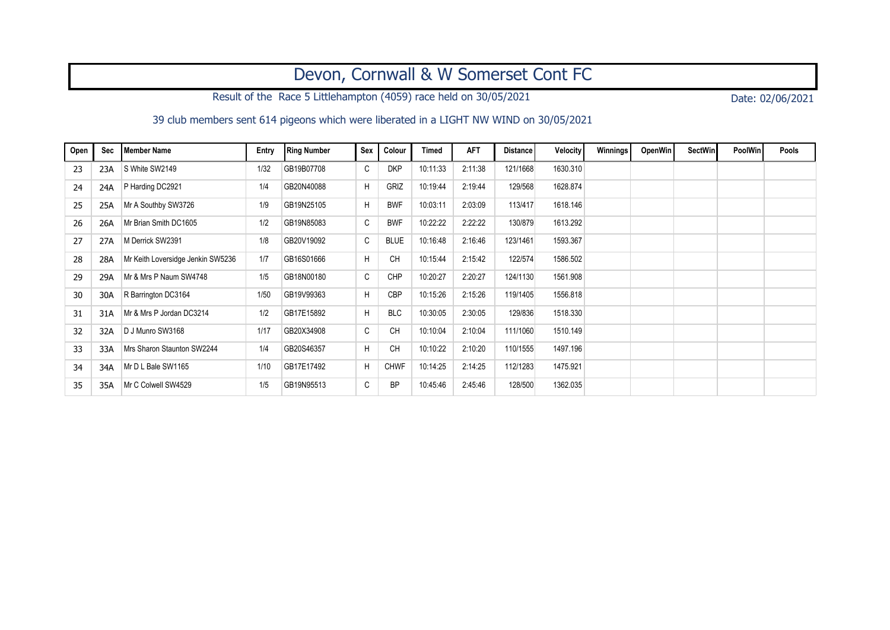# Devon, Cornwall & W Somerset Cont FC

Result of the Race 5 Littlehampton (4059) race held on 30/05/2021

Date: 02/06/2021

39 club members sent 614 pigeons which were liberated in a LIGHT NW WIND on 30/05/2021

| Open | Sec | Member Name | Entry | Ring Number | Sex | Colour | Timed | AFT | Distance | Velocity | Winnings | OpenWin | SectWin | PoolWin | Pools |
|---|---|---|---|---|---|---|---|---|---|---|---|---|---|---|---|
| 23 | 23A | S White SW2149 | 1/32 | GB19B07708 | C | DKP | 10:11:33 | 2:11:38 | 121/1668 | 1630.310 | | | | | |
| 24 | 24A | P Harding DC2921 | 1/4 | GB20N40088 | H | GRIZ | 10:19:44 | 2:19:44 | 129/568 | 1628.874 | | | | | |
| 25 | 25A | Mr A Southby SW3726 | 1/9 | GB19N25105 | H | BWF | 10:03:11 | 2:03:09 | 113/417 | 1618.146 | | | | | |
| 26 | 26A | Mr Brian Smith DC1605 | 1/2 | GB19N85083 | C | BWF | 10:22:22 | 2:22:22 | 130/879 | 1613.292 | | | | | |
| 27 | 27A | M Derrick SW2391 | 1/8 | GB20V19092 | C | BLUE | 10:16:48 | 2:16:46 | 123/1461 | 1593.367 | | | | | |
| 28 | 28A | Mr Keith Loversidge Jenkin SW5236 | 1/7 | GB16S01666 | H | CH | 10:15:44 | 2:15:42 | 122/574 | 1586.502 | | | | | |
| 29 | 29A | Mr & Mrs P Naum SW4748 | 1/5 | GB18N00180 | C | CHP | 10:20:27 | 2:20:27 | 124/1130 | 1561.908 | | | | | |
| 30 | 30A | R Barrington DC3164 | 1/50 | GB19V99363 | H | CBP | 10:15:26 | 2:15:26 | 119/1405 | 1556.818 | | | | | |
| 31 | 31A | Mr & Mrs P Jordan DC3214 | 1/2 | GB17E15892 | H | BLC | 10:30:05 | 2:30:05 | 129/836 | 1518.330 | | | | | |
| 32 | 32A | D J Munro SW3168 | 1/17 | GB20X34908 | C | CH | 10:10:04 | 2:10:04 | 111/1060 | 1510.149 | | | | | |
| 33 | 33A | Mrs Sharon Staunton SW2244 | 1/4 | GB20S46357 | H | CH | 10:10:22 | 2:10:20 | 110/1555 | 1497.196 | | | | | |
| 34 | 34A | Mr D L Bale SW1165 | 1/10 | GB17E17492 | H | CHWF | 10:14:25 | 2:14:25 | 112/1283 | 1475.921 | | | | | |
| 35 | 35A | Mr C Colwell SW4529 | 1/5 | GB19N95513 | C | BP | 10:45:46 | 2:45:46 | 128/500 | 1362.035 | | | | | |